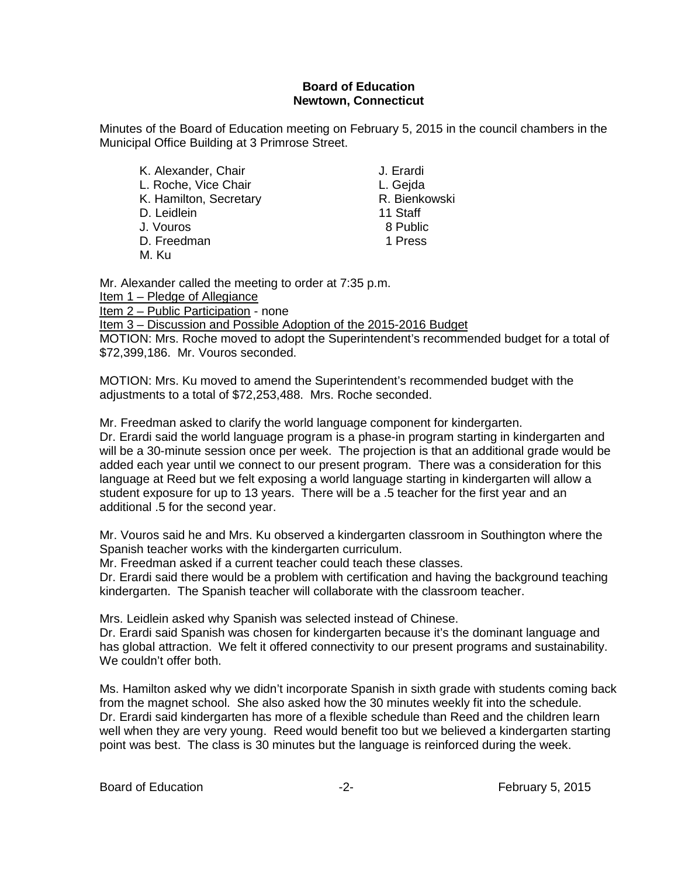**Board of Education**
**Newtown, Connecticut**

Minutes of the Board of Education meeting on February 5, 2015 in the council chambers in the Municipal Office Building at 3 Primrose Street.

K. Alexander, Chair
L. Roche, Vice Chair
K. Hamilton, Secretary
D. Leidlein
J. Vouros
D. Freedman
M. Ku

J. Erardi
L. Gejda
R. Bienkowski
11 Staff
8 Public
1 Press

Mr. Alexander called the meeting to order at 7:35 p.m.

Item 1 – Pledge of Allegiance

Item 2 – Public Participation - none

Item 3 – Discussion and Possible Adoption of the 2015-2016 Budget

MOTION: Mrs. Roche moved to adopt the Superintendent's recommended budget for a total of $72,399,186. Mr. Vouros seconded.

MOTION: Mrs. Ku moved to amend the Superintendent's recommended budget with the adjustments to a total of $72,253,488. Mrs. Roche seconded.

Mr. Freedman asked to clarify the world language component for kindergarten.
Dr. Erardi said the world language program is a phase-in program starting in kindergarten and will be a 30-minute session once per week. The projection is that an additional grade would be added each year until we connect to our present program. There was a consideration for this language at Reed but we felt exposing a world language starting in kindergarten will allow a student exposure for up to 13 years. There will be a .5 teacher for the first year and an additional .5 for the second year.

Mr. Vouros said he and Mrs. Ku observed a kindergarten classroom in Southington where the Spanish teacher works with the kindergarten curriculum.
Mr. Freedman asked if a current teacher could teach these classes.
Dr. Erardi said there would be a problem with certification and having the background teaching kindergarten. The Spanish teacher will collaborate with the classroom teacher.

Mrs. Leidlein asked why Spanish was selected instead of Chinese.
Dr. Erardi said Spanish was chosen for kindergarten because it's the dominant language and has global attraction. We felt it offered connectivity to our present programs and sustainability. We couldn't offer both.

Ms. Hamilton asked why we didn't incorporate Spanish in sixth grade with students coming back from the magnet school. She also asked how the 30 minutes weekly fit into the schedule.
Dr. Erardi said kindergarten has more of a flexible schedule than Reed and the children learn well when they are very young. Reed would benefit too but we believed a kindergarten starting point was best. The class is 30 minutes but the language is reinforced during the week.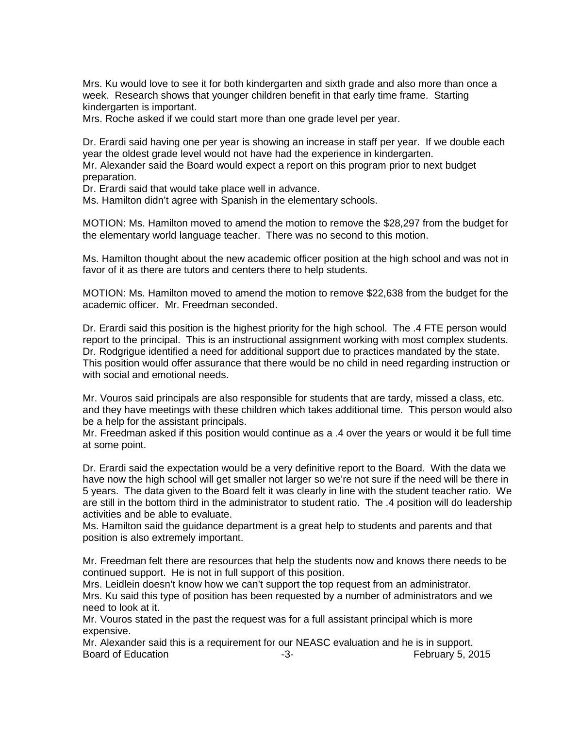Mrs. Ku would love to see it for both kindergarten and sixth grade and also more than once a week. Research shows that younger children benefit in that early time frame. Starting kindergarten is important.
Mrs. Roche asked if we could start more than one grade level per year.

Dr. Erardi said having one per year is showing an increase in staff per year. If we double each year the oldest grade level would not have had the experience in kindergarten.
Mr. Alexander said the Board would expect a report on this program prior to next budget preparation.
Dr. Erardi said that would take place well in advance.
Ms. Hamilton didn't agree with Spanish in the elementary schools.

MOTION: Ms. Hamilton moved to amend the motion to remove the $28,297 from the budget for the elementary world language teacher. There was no second to this motion.

Ms. Hamilton thought about the new academic officer position at the high school and was not in favor of it as there are tutors and centers there to help students.

MOTION: Ms. Hamilton moved to amend the motion to remove $22,638 from the budget for the academic officer. Mr. Freedman seconded.

Dr. Erardi said this position is the highest priority for the high school. The .4 FTE person would report to the principal. This is an instructional assignment working with most complex students. Dr. Rodgrigue identified a need for additional support due to practices mandated by the state. This position would offer assurance that there would be no child in need regarding instruction or with social and emotional needs.

Mr. Vouros said principals are also responsible for students that are tardy, missed a class, etc. and they have meetings with these children which takes additional time. This person would also be a help for the assistant principals.
Mr. Freedman asked if this position would continue as a .4 over the years or would it be full time at some point.

Dr. Erardi said the expectation would be a very definitive report to the Board. With the data we have now the high school will get smaller not larger so we're not sure if the need will be there in 5 years. The data given to the Board felt it was clearly in line with the student teacher ratio. We are still in the bottom third in the administrator to student ratio. The .4 position will do leadership activities and be able to evaluate.
Ms. Hamilton said the guidance department is a great help to students and parents and that position is also extremely important.

Mr. Freedman felt there are resources that help the students now and knows there needs to be continued support. He is not in full support of this position.
Mrs. Leidlein doesn't know how we can't support the top request from an administrator.
Mrs. Ku said this type of position has been requested by a number of administrators and we need to look at it.
Mr. Vouros stated in the past the request was for a full assistant principal which is more expensive.
Mr. Alexander said this is a requirement for our NEASC evaluation and he is in support.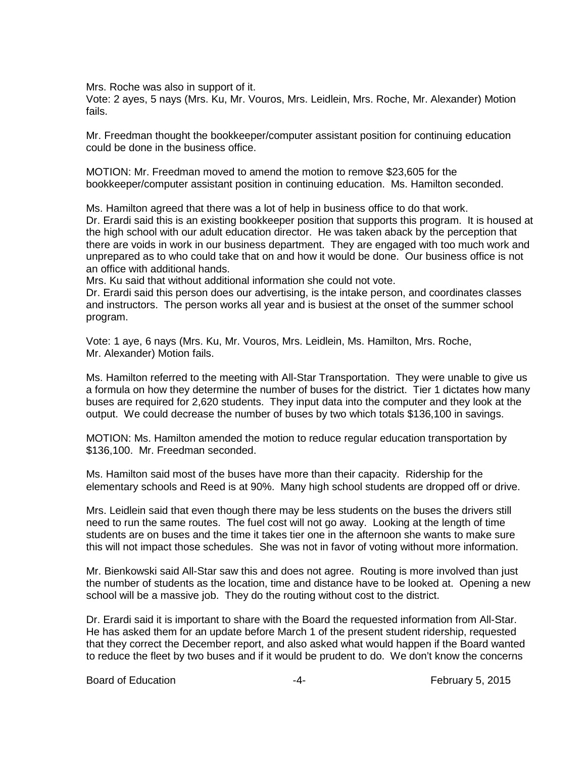Mrs. Roche was also in support of it.
Vote: 2 ayes, 5 nays (Mrs. Ku, Mr. Vouros, Mrs. Leidlein, Mrs. Roche, Mr. Alexander) Motion fails.

Mr. Freedman thought the bookkeeper/computer assistant position for continuing education could be done in the business office.

MOTION: Mr. Freedman moved to amend the motion to remove $23,605 for the bookkeeper/computer assistant position in continuing education. Ms. Hamilton seconded.

Ms. Hamilton agreed that there was a lot of help in business office to do that work.
Dr. Erardi said this is an existing bookkeeper position that supports this program. It is housed at the high school with our adult education director. He was taken aback by the perception that there are voids in work in our business department. They are engaged with too much work and unprepared as to who could take that on and how it would be done. Our business office is not an office with additional hands.
Mrs. Ku said that without additional information she could not vote.
Dr. Erardi said this person does our advertising, is the intake person, and coordinates classes and instructors. The person works all year and is busiest at the onset of the summer school program.

Vote: 1 aye, 6 nays (Mrs. Ku, Mr. Vouros, Mrs. Leidlein, Ms. Hamilton, Mrs. Roche, Mr. Alexander) Motion fails.

Ms. Hamilton referred to the meeting with All-Star Transportation. They were unable to give us a formula on how they determine the number of buses for the district. Tier 1 dictates how many buses are required for 2,620 students. They input data into the computer and they look at the output. We could decrease the number of buses by two which totals $136,100 in savings.

MOTION: Ms. Hamilton amended the motion to reduce regular education transportation by $136,100. Mr. Freedman seconded.

Ms. Hamilton said most of the buses have more than their capacity. Ridership for the elementary schools and Reed is at 90%. Many high school students are dropped off or drive.

Mrs. Leidlein said that even though there may be less students on the buses the drivers still need to run the same routes. The fuel cost will not go away. Looking at the length of time students are on buses and the time it takes tier one in the afternoon she wants to make sure this will not impact those schedules. She was not in favor of voting without more information.

Mr. Bienkowski said All-Star saw this and does not agree. Routing is more involved than just the number of students as the location, time and distance have to be looked at. Opening a new school will be a massive job. They do the routing without cost to the district.

Dr. Erardi said it is important to share with the Board the requested information from All-Star. He has asked them for an update before March 1 of the present student ridership, requested that they correct the December report, and also asked what would happen if the Board wanted to reduce the fleet by two buses and if it would be prudent to do. We don't know the concerns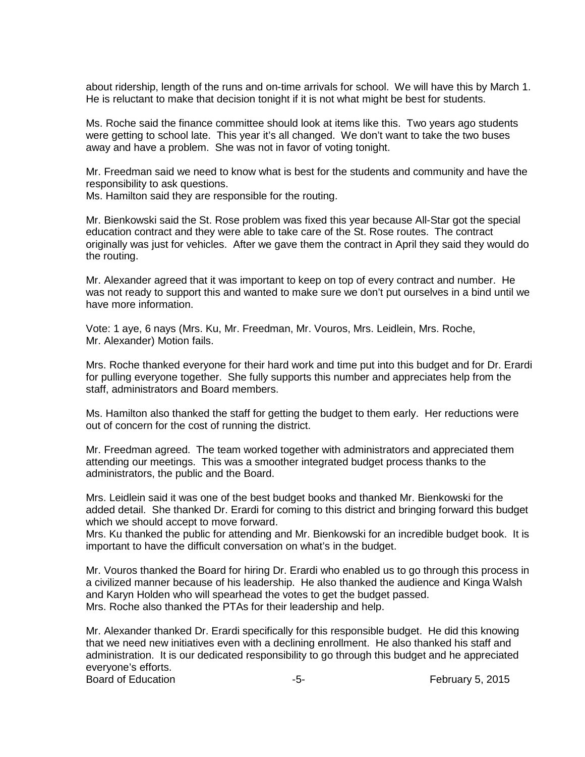about ridership, length of the runs and on-time arrivals for school. We will have this by March 1. He is reluctant to make that decision tonight if it is not what might be best for students.

Ms. Roche said the finance committee should look at items like this. Two years ago students were getting to school late. This year it's all changed. We don't want to take the two buses away and have a problem. She was not in favor of voting tonight.

Mr. Freedman said we need to know what is best for the students and community and have the responsibility to ask questions.
Ms. Hamilton said they are responsible for the routing.

Mr. Bienkowski said the St. Rose problem was fixed this year because All-Star got the special education contract and they were able to take care of the St. Rose routes. The contract originally was just for vehicles. After we gave them the contract in April they said they would do the routing.

Mr. Alexander agreed that it was important to keep on top of every contract and number. He was not ready to support this and wanted to make sure we don't put ourselves in a bind until we have more information.

Vote: 1 aye, 6 nays (Mrs. Ku, Mr. Freedman, Mr. Vouros, Mrs. Leidlein, Mrs. Roche, Mr. Alexander) Motion fails.

Mrs. Roche thanked everyone for their hard work and time put into this budget and for Dr. Erardi for pulling everyone together. She fully supports this number and appreciates help from the staff, administrators and Board members.

Ms. Hamilton also thanked the staff for getting the budget to them early. Her reductions were out of concern for the cost of running the district.

Mr. Freedman agreed. The team worked together with administrators and appreciated them attending our meetings. This was a smoother integrated budget process thanks to the administrators, the public and the Board.

Mrs. Leidlein said it was one of the best budget books and thanked Mr. Bienkowski for the added detail. She thanked Dr. Erardi for coming to this district and bringing forward this budget which we should accept to move forward.
Mrs. Ku thanked the public for attending and Mr. Bienkowski for an incredible budget book. It is important to have the difficult conversation on what's in the budget.

Mr. Vouros thanked the Board for hiring Dr. Erardi who enabled us to go through this process in a civilized manner because of his leadership. He also thanked the audience and Kinga Walsh and Karyn Holden who will spearhead the votes to get the budget passed.
Mrs. Roche also thanked the PTAs for their leadership and help.

Mr. Alexander thanked Dr. Erardi specifically for this responsible budget. He did this knowing that we need new initiatives even with a declining enrollment. He also thanked his staff and administration. It is our dedicated responsibility to go through this budget and he appreciated everyone's efforts.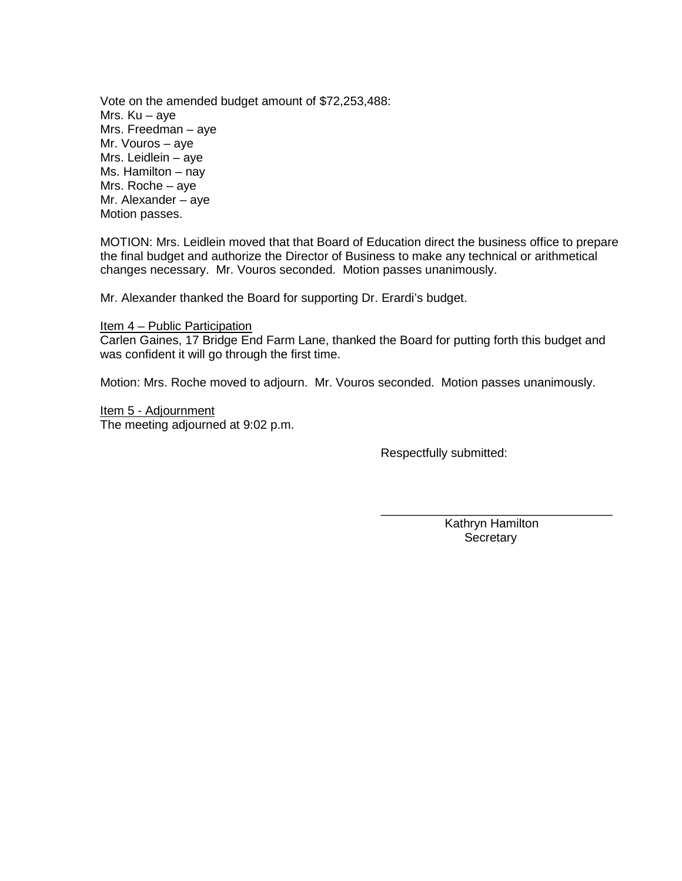Vote on the amended budget amount of $72,253,488:
Mrs. Ku – aye
Mrs. Freedman – aye
Mr. Vouros – aye
Mrs. Leidlein – aye
Ms. Hamilton – nay
Mrs. Roche – aye
Mr. Alexander – aye
Motion passes.

MOTION: Mrs. Leidlein moved that that Board of Education direct the business office to prepare the final budget and authorize the Director of Business to make any technical or arithmetical changes necessary. Mr. Vouros seconded. Motion passes unanimously.

Mr. Alexander thanked the Board for supporting Dr. Erardi's budget.

<u>Item 4 – Public Participation</u>
Carlen Gaines, 17 Bridge End Farm Lane, thanked the Board for putting forth this budget and was confident it will go through the first time.

Motion: Mrs. Roche moved to adjourn. Mr. Vouros seconded. Motion passes unanimously.

<u>Item 5 - Adjournment</u>
The meeting adjourned at 9:02 p.m.

Respectfully submitted:

\_\_\_\_\_\_\_\_\_\_\_\_\_\_\_\_\_\_\_\_\_\_\_\_\_\_\_\_\_\_\_\_\_\_

Kathryn Hamilton
Secretary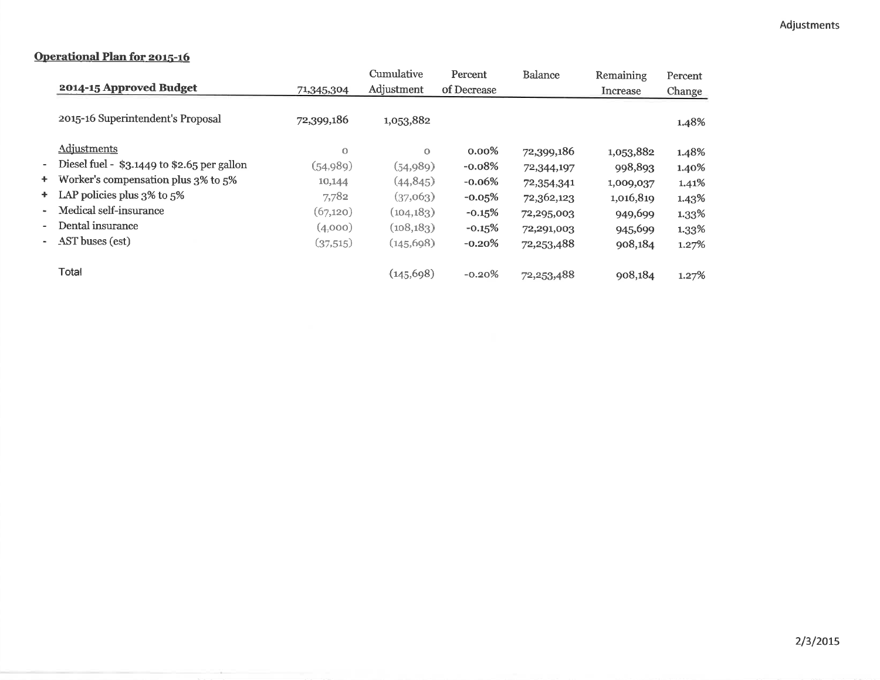## Operational Plan for 2015-16

| | 2014-15 Approved Budget | 71,345,304 | Cumulative Adjustment | Percent of Decrease | Balance | Remaining Increase | Percent Change |
|---|---|---|---|---|---|---|---|
| | 2015-16 Superintendent's Proposal | 72,399,186 | 1,053,882 | | | | 1.48% |
| | Adjustments | 0 | 0 | 0.00% | 72,399,186 | 1,053,882 | 1.48% |
| - | Diesel fuel - $3.1449 to $2.65 per gallon | (54,989) | (54,989) | -0.08% | 72,344,197 | 998,893 | 1.40% |
| + | Worker's compensation plus 3% to 5% | 10,144 | (44,845) | -0.06% | 72,354,341 | 1,009,037 | 1.41% |
| + | LAP policies plus 3% to 5% | 7,782 | (37,063) | -0.05% | 72,362,123 | 1,016,819 | 1.43% |
| - | Medical self-insurance | (67,120) | (104,183) | -0.15% | 72,295,003 | 949,699 | 1.33% |
| - | Dental insurance | (4,000) | (108,183) | -0.15% | 72,291,003 | 945,699 | 1.33% |
| - | AST buses (est) | (37,515) | (145,698) | -0.20% | 72,253,488 | 908,184 | 1.27% |
| | Total | | (145,698) | -0.20% | 72,253,488 | 908,184 | 1.27% |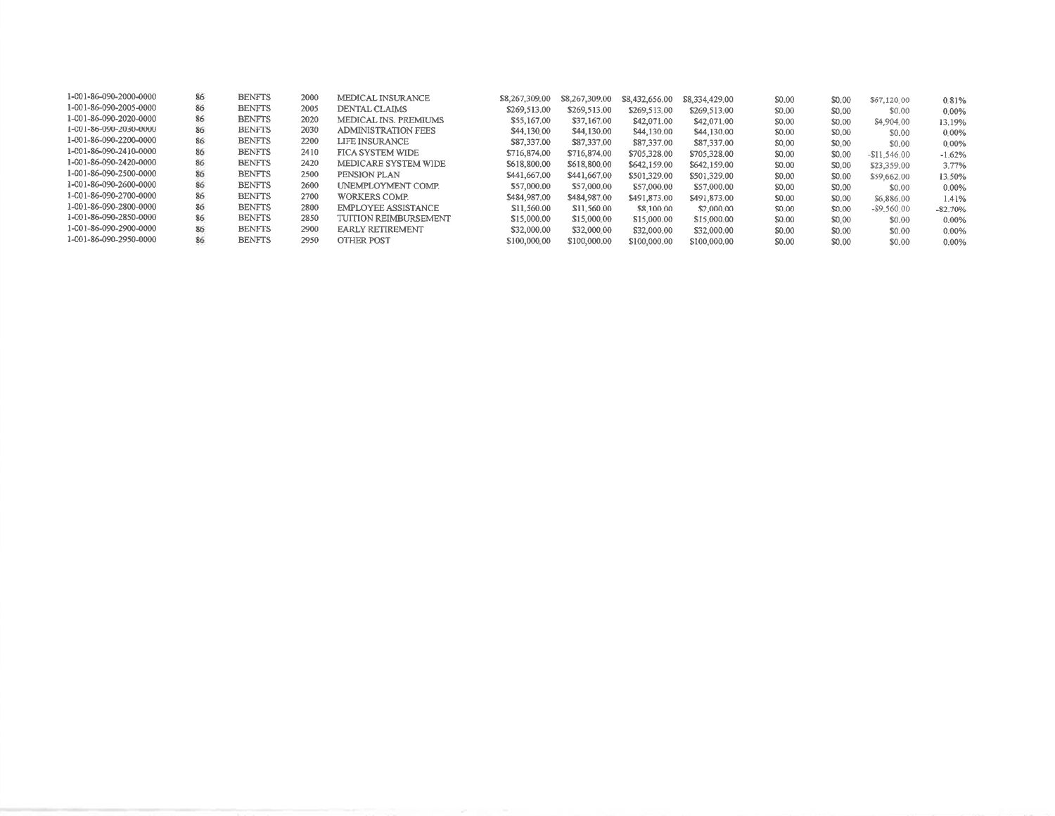| | | | | | | | | | | | | |
|---|---|---|---|---|---|---|---|---|---|---|---|---|
| 1-001-86-090-2000-0000 | 86 | BENFTS | 2000 | MEDICAL INSURANCE | $8,267,309.00 | $8,267,309.00 | $8,432,656.00 | $8,334,429.00 | $0.00 | $0.00 | $67,120.00 | 0.81% |
| 1-001-86-090-2005-0000 | 86 | BENFTS | 2005 | DENTAL CLAIMS | $269,513.00 | $269,513.00 | $269,513.00 | $269,513.00 | $0.00 | $0.00 | $0.00 | 0.00% |
| 1-001-86-090-2020-0000 | 86 | BENFTS | 2020 | MEDICAL INS. PREMIUMS | $55,167.00 | $37,167.00 | $42,071.00 | $42,071.00 | $0.00 | $0.00 | $4,904.00 | 13.19% |
| 1-001-86-090-2030-0000 | 86 | BENFTS | 2030 | ADMINISTRATION FEES | $44,130.00 | $44,130.00 | $44,130.00 | $44,130.00 | $0.00 | $0.00 | $0.00 | 0.00% |
| 1-001-86-090-2200-0000 | 86 | BENFTS | 2200 | LIFE INSURANCE | $87,337.00 | $87,337.00 | $87,337.00 | $87,337.00 | $0.00 | $0.00 | $0.00 | 0.00% |
| 1-001-86-090-2410-0000 | 86 | BENFTS | 2410 | FICA SYSTEM WIDE | $716,874.00 | $716,874.00 | $705,328.00 | $705,328.00 | $0.00 | $0.00 | -$11,546.00 | -1.62% |
| 1-001-86-090-2420-0000 | 86 | BENFTS | 2420 | MEDICARE SYSTEM WIDE | $618,800.00 | $618,800.00 | $642,159.00 | $642,159.00 | $0.00 | $0.00 | $23,359.00 | 3.77% |
| 1-001-86-090-2500-0000 | 86 | BENFTS | 2500 | PENSION PLAN | $441,667.00 | $441,667.00 | $501,329.00 | $501,329.00 | $0.00 | $0.00 | $59,662.00 | 13.50% |
| 1-001-86-090-2600-0000 | 86 | BENFTS | 2600 | UNEMPLOYMENT COMP. | $57,000.00 | $57,000.00 | $57,000.00 | $57,000.00 | $0.00 | $0.00 | $0.00 | 0.00% |
| 1-001-86-090-2700-0000 | 86 | BENFTS | 2700 | WORKERS COMP. | $484,987.00 | $484,987.00 | $491,873.00 | $491,873.00 | $0.00 | $0.00 | $6,886.00 | 1.41% |
| 1-001-86-090-2800-0000 | 86 | BENFTS | 2800 | EMPLOYEE ASSISTANCE | $11,560.00 | $11,560.00 | $8,100.00 | $2,000.00 | $0.00 | $0.00 | -$9,560.00 | -82.70% |
| 1-001-86-090-2850-0000 | 86 | BENFTS | 2850 | TUITION REIMBURSEMENT | $15,000.00 | $15,000.00 | $15,000.00 | $15,000.00 | $0.00 | $0.00 | $0.00 | 0.00% |
| 1-001-86-090-2900-0000 | 86 | BENFTS | 2900 | EARLY RETIREMENT | $32,000.00 | $32,000.00 | $32,000.00 | $32,000.00 | $0.00 | $0.00 | $0.00 | 0.00% |
| 1-001-86-090-2950-0000 | 86 | BENFTS | 2950 | OTHER POST | $100,000.00 | $100,000.00 | $100,000.00 | $100,000.00 | $0.00 | $0.00 | $0.00 | 0.00% |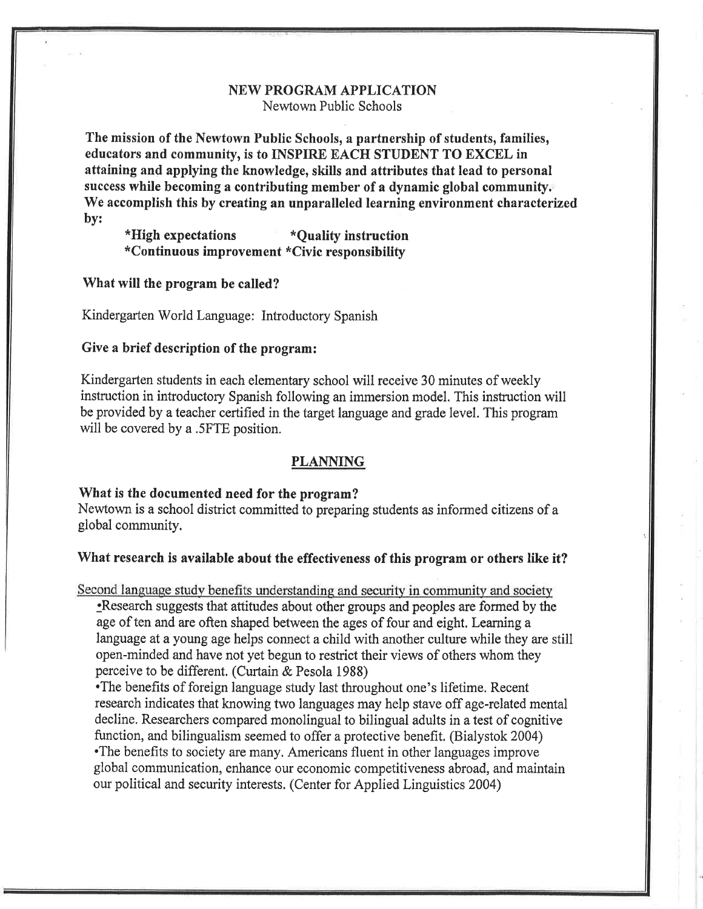## NEW PROGRAM APPLICATION

Newtown Public Schools

**The mission of the Newtown Public Schools, a partnership of students, families, educators and community, is to INSPIRE EACH STUDENT TO EXCEL in attaining and applying the knowledge, skills and attributes that lead to personal success while becoming a contributing member of a dynamic global community. We accomplish this by creating an unparalleled learning environment characterized by:**

**\*High expectations \*Quality instruction**
**\*Continuous improvement \*Civic responsibility**

**What will the program be called?**

Kindergarten World Language: Introductory Spanish

**Give a brief description of the program:**

Kindergarten students in each elementary school will receive 30 minutes of weekly instruction in introductory Spanish following an immersion model. This instruction will be provided by a teacher certified in the target language and grade level. This program will be covered by a .5FTE position.

### PLANNING

**What is the documented need for the program?**

Newtown is a school district committed to preparing students as informed citizens of a global community.

**What research is available about the effectiveness of this program or others like it?**

Second language study benefits understanding and security in community and society

- Research suggests that attitudes about other groups and peoples are formed by the age of ten and are often shaped between the ages of four and eight. Learning a language at a young age helps connect a child with another culture while they are still open-minded and have not yet begun to restrict their views of others whom they perceive to be different. (Curtain & Pesola 1988)
- The benefits of foreign language study last throughout one's lifetime. Recent research indicates that knowing two languages may help stave off age-related mental decline. Researchers compared monolingual to bilingual adults in a test of cognitive function, and bilingualism seemed to offer a protective benefit. (Bialystok 2004)
- The benefits to society are many. Americans fluent in other languages improve global communication, enhance our economic competitiveness abroad, and maintain our political and security interests. (Center for Applied Linguistics 2004)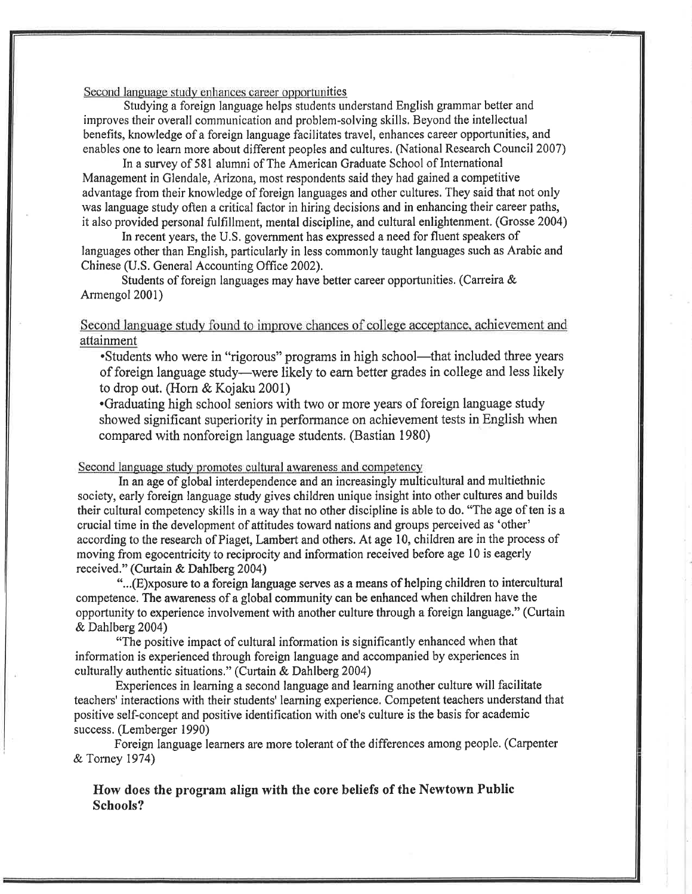Second language study enhances career opportunities

Studying a foreign language helps students understand English grammar better and improves their overall communication and problem-solving skills. Beyond the intellectual benefits, knowledge of a foreign language facilitates travel, enhances career opportunities, and enables one to learn more about different peoples and cultures. (National Research Council 2007)

In a survey of 581 alumni of The American Graduate School of International Management in Glendale, Arizona, most respondents said they had gained a competitive advantage from their knowledge of foreign languages and other cultures. They said that not only was language study often a critical factor in hiring decisions and in enhancing their career paths, it also provided personal fulfillment, mental discipline, and cultural enlightenment. (Grosse 2004)

In recent years, the U.S. government has expressed a need for fluent speakers of languages other than English, particularly in less commonly taught languages such as Arabic and Chinese (U.S. General Accounting Office 2002).

Students of foreign languages may have better career opportunities. (Carreira & Armengol 2001)

Second language study found to improve chances of college acceptance, achievement and attainment

- Students who were in "rigorous" programs in high school—that included three years of foreign language study—were likely to earn better grades in college and less likely to drop out. (Horn & Kojaku 2001)
- Graduating high school seniors with two or more years of foreign language study showed significant superiority in performance on achievement tests in English when compared with nonforeign language students. (Bastian 1980)

Second language study promotes cultural awareness and competency

In an age of global interdependence and an increasingly multicultural and multiethnic society, early foreign language study gives children unique insight into other cultures and builds their cultural competency skills in a way that no other discipline is able to do. "The age of ten is a crucial time in the development of attitudes toward nations and groups perceived as 'other' according to the research of Piaget, Lambert and others. At age 10, children are in the process of moving from egocentricity to reciprocity and information received before age 10 is eagerly received." (Curtain & Dahlberg 2004)

"...(E)xposure to a foreign language serves as a means of helping children to intercultural competence. The awareness of a global community can be enhanced when children have the opportunity to experience involvement with another culture through a foreign language." (Curtain & Dahlberg 2004)

"The positive impact of cultural information is significantly enhanced when that information is experienced through foreign language and accompanied by experiences in culturally authentic situations." (Curtain & Dahlberg 2004)

Experiences in learning a second language and learning another culture will facilitate teachers' interactions with their students' learning experience. Competent teachers understand that positive self-concept and positive identification with one's culture is the basis for academic success. (Lemberger 1990)

Foreign language learners are more tolerant of the differences among people. (Carpenter & Torney 1974)

## How does the program align with the core beliefs of the Newtown Public Schools?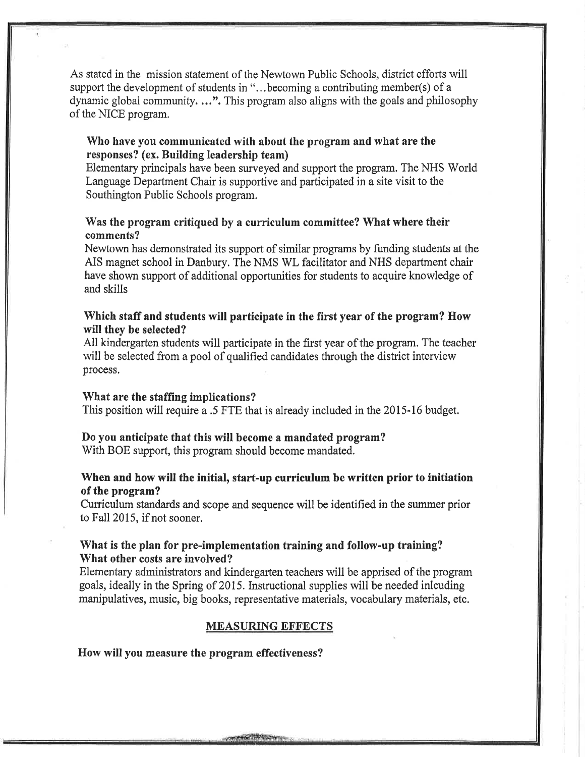As stated in the mission statement of the Newtown Public Schools, district efforts will support the development of students in "...becoming a contributing member(s) of a dynamic global community. ...". This program also aligns with the goals and philosophy of the NICE program.

**Who have you communicated with about the program and what are the responses? (ex. Building leadership team)**

Elementary principals have been surveyed and support the program. The NHS World Language Department Chair is supportive and participated in a site visit to the Southington Public Schools program.

**Was the program critiqued by a curriculum committee? What where their comments?**

Newtown has demonstrated its support of similar programs by funding students at the AIS magnet school in Danbury. The NMS WL facilitator and NHS department chair have shown support of additional opportunities for students to acquire knowledge of and skills

**Which staff and students will participate in the first year of the program? How will they be selected?**

All kindergarten students will participate in the first year of the program. The teacher will be selected from a pool of qualified candidates through the district interview process.

**What are the staffing implications?**

This position will require a .5 FTE that is already included in the 2015-16 budget.

**Do you anticipate that this will become a mandated program?**

With BOE support, this program should become mandated.

**When and how will the initial, start-up curriculum be written prior to initiation of the program?**

Curriculum standards and scope and sequence will be identified in the summer prior to Fall 2015, if not sooner.

**What is the plan for pre-implementation training and follow-up training? What other costs are involved?**

Elementary administrators and kindergarten teachers will be apprised of the program goals, ideally in the Spring of 2015. Instructional supplies will be needed inlcuding manipulatives, music, big books, representative materials, vocabulary materials, etc.

## MEASURING EFFECTS

**How will you measure the program effectiveness?**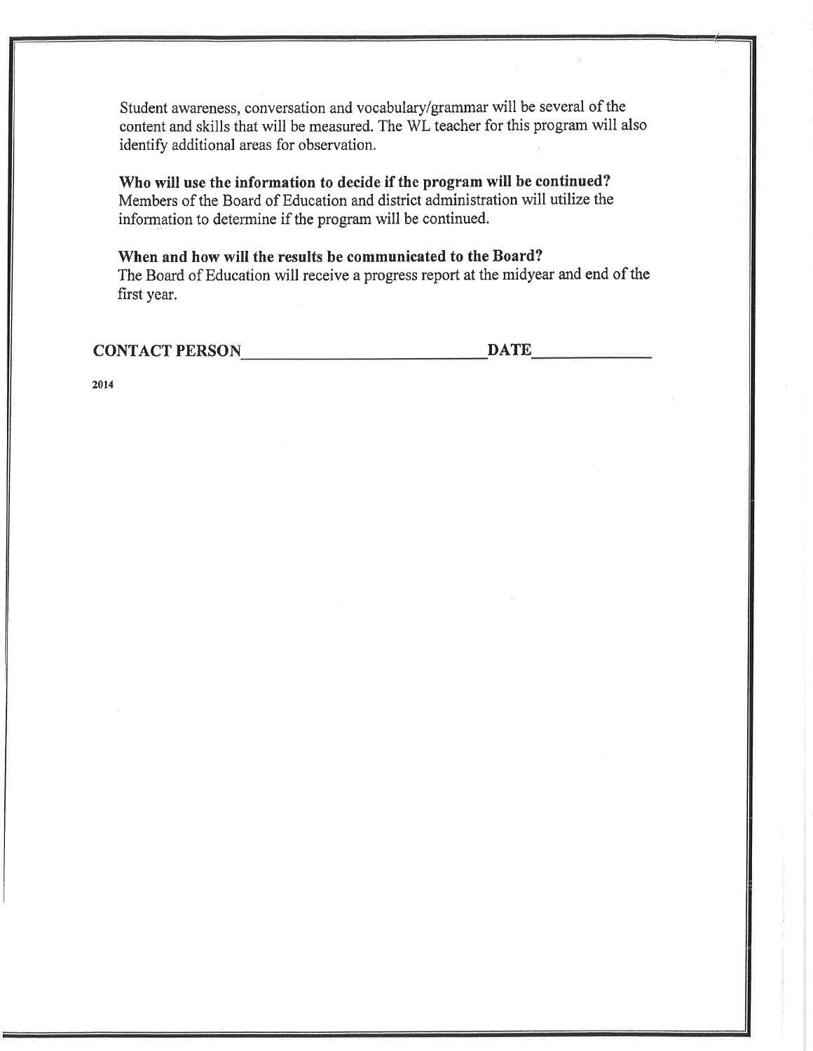Student awareness, conversation and vocabulary/grammar will be several of the content and skills that will be measured. The WL teacher for this program will also identify additional areas for observation.

**Who will use the information to decide if the program will be continued?**
Members of the Board of Education and district administration will utilize the information to determine if the program will be continued.

**When and how will the results be communicated to the Board?**
The Board of Education will receive a progress report at the midyear and end of the first year.

**CONTACT PERSON**\_\_\_\_\_\_\_\_\_\_\_\_\_\_\_\_\_\_\_\_\_\_\_\_\_\_\_\_ **DATE**\_\_\_\_\_\_\_\_\_\_\_\_

**2014**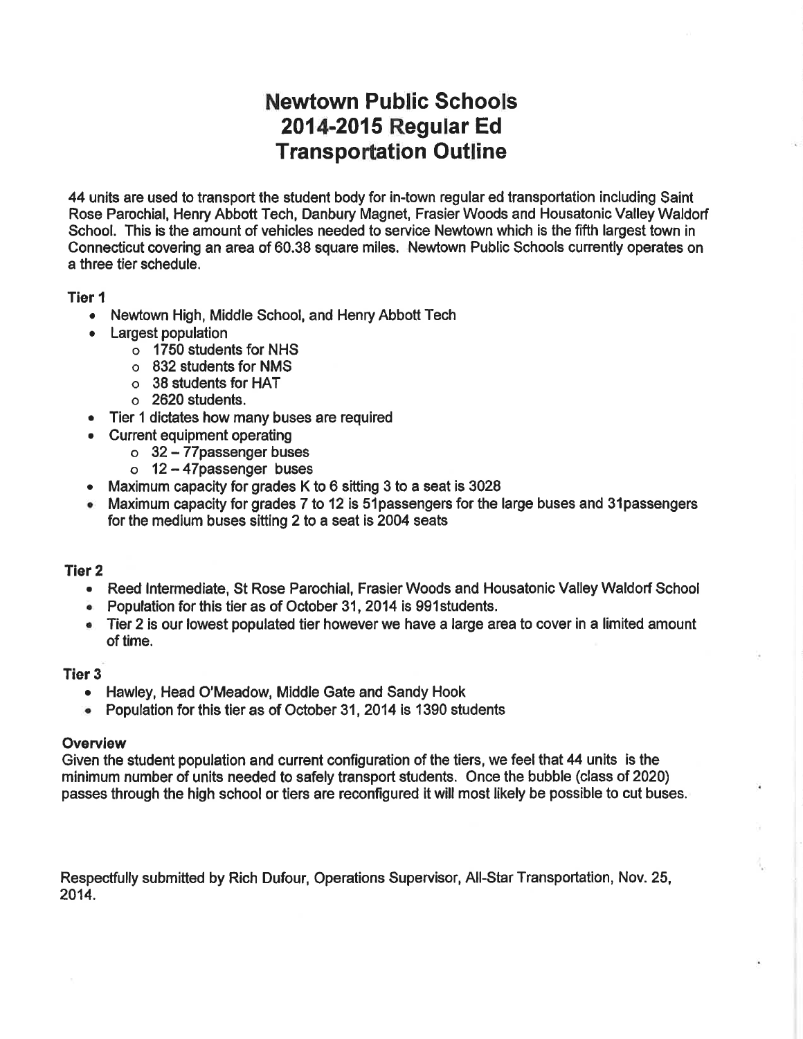# Newtown Public Schools 2014-2015 Regular Ed Transportation Outline

44 units are used to transport the student body for in-town regular ed transportation including Saint Rose Parochial, Henry Abbott Tech, Danbury Magnet, Frasier Woods and Housatonic Valley Waldorf School. This is the amount of vehicles needed to service Newtown which is the fifth largest town in Connecticut covering an area of 60.38 square miles. Newtown Public Schools currently operates on a three tier schedule.

### Tier 1

- Newtown High, Middle School, and Henry Abbott Tech
- Largest population
  - 1750 students for NHS
  - 832 students for NMS
  - 38 students for HAT
  - 2620 students.
- Tier 1 dictates how many buses are required
- Current equipment operating
  - 32 – 77passenger buses
  - 12 – 47passenger buses
- Maximum capacity for grades K to 6 sitting 3 to a seat is 3028
- Maximum capacity for grades 7 to 12 is 51passengers for the large buses and 31passengers for the medium buses sitting 2 to a seat is 2004 seats

### Tier 2

- Reed Intermediate, St Rose Parochial, Frasier Woods and Housatonic Valley Waldorf School
- Population for this tier as of October 31, 2014 is 991students.
- Tier 2 is our lowest populated tier however we have a large area to cover in a limited amount of time.

### Tier 3

- Hawley, Head O'Meadow, Middle Gate and Sandy Hook
- Population for this tier as of October 31, 2014 is 1390 students

### Overview

Given the student population and current configuration of the tiers, we feel that 44 units is the minimum number of units needed to safely transport students. Once the bubble (class of 2020) passes through the high school or tiers are reconfigured it will most likely be possible to cut buses.

Respectfully submitted by Rich Dufour, Operations Supervisor, All-Star Transportation, Nov. 25, 2014.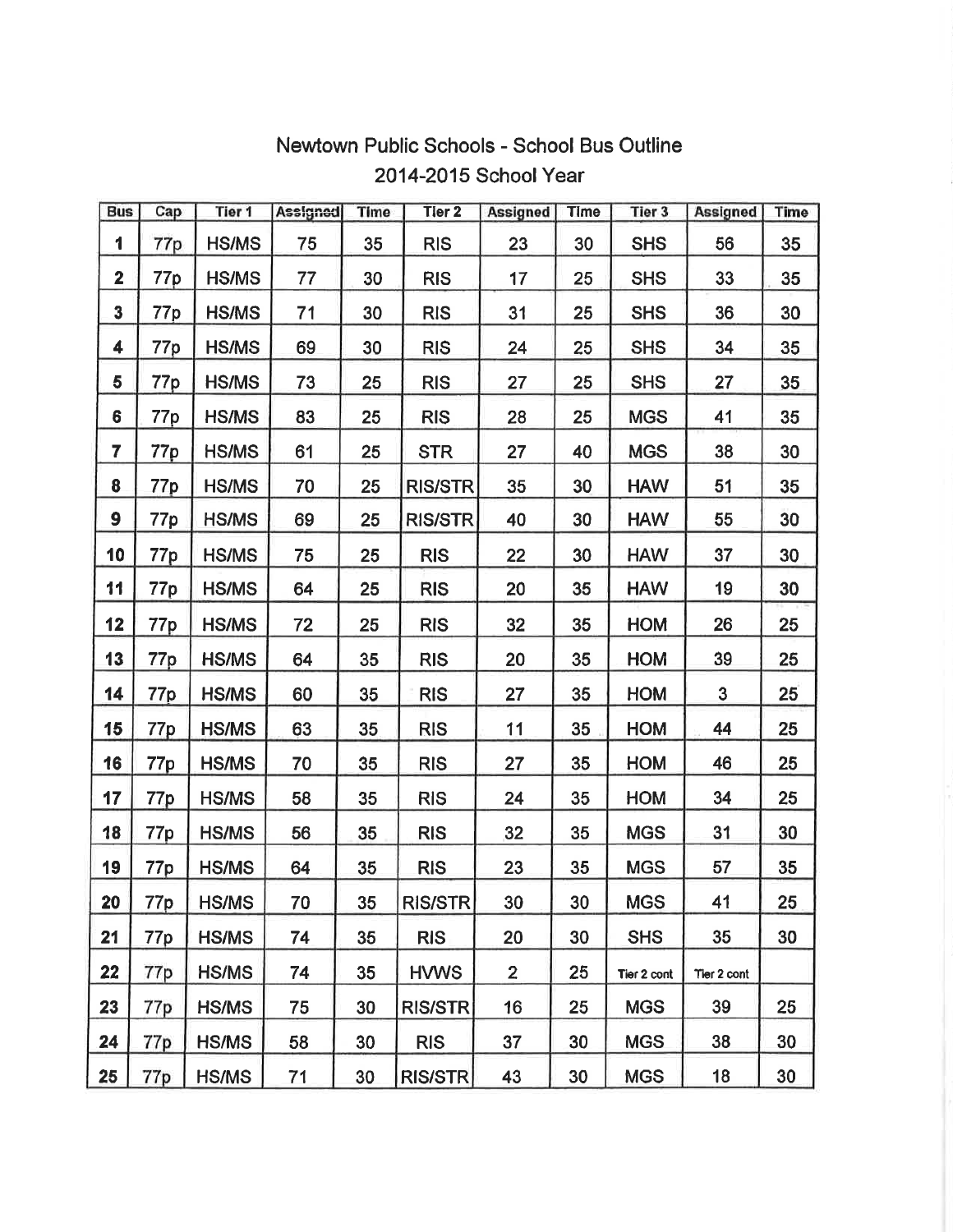# Newtown Public Schools - School Bus Outline

## 2014-2015 School Year

| Bus | Cap | Tier 1 | Assigned | Time | Tier 2 | Assigned | Time | Tier 3 | Assigned | Time |
|---|---|---|---|---|---|---|---|---|---|---|
| 1 | 77p | HS/MS | 75 | 35 | RIS | 23 | 30 | SHS | 56 | 35 |
| 2 | 77p | HS/MS | 77 | 30 | RIS | 17 | 25 | SHS | 33 | 35 |
| 3 | 77p | HS/MS | 71 | 30 | RIS | 31 | 25 | SHS | 36 | 30 |
| 4 | 77p | HS/MS | 69 | 30 | RIS | 24 | 25 | SHS | 34 | 35 |
| 5 | 77p | HS/MS | 73 | 25 | RIS | 27 | 25 | SHS | 27 | 35 |
| 6 | 77p | HS/MS | 83 | 25 | RIS | 28 | 25 | MGS | 41 | 35 |
| 7 | 77p | HS/MS | 61 | 25 | STR | 27 | 40 | MGS | 38 | 30 |
| 8 | 77p | HS/MS | 70 | 25 | RIS/STR | 35 | 30 | HAW | 51 | 35 |
| 9 | 77p | HS/MS | 69 | 25 | RIS/STR | 40 | 30 | HAW | 55 | 30 |
| 10 | 77p | HS/MS | 75 | 25 | RIS | 22 | 30 | HAW | 37 | 30 |
| 11 | 77p | HS/MS | 64 | 25 | RIS | 20 | 35 | HAW | 19 | 30 |
| 12 | 77p | HS/MS | 72 | 25 | RIS | 32 | 35 | HOM | 26 | 25 |
| 13 | 77p | HS/MS | 64 | 35 | RIS | 20 | 35 | HOM | 39 | 25 |
| 14 | 77p | HS/MS | 60 | 35 | RIS | 27 | 35 | HOM | 3 | 25 |
| 15 | 77p | HS/MS | 63 | 35 | RIS | 11 | 35 | HOM | 44 | 25 |
| 16 | 77p | HS/MS | 70 | 35 | RIS | 27 | 35 | HOM | 46 | 25 |
| 17 | 77p | HS/MS | 58 | 35 | RIS | 24 | 35 | HOM | 34 | 25 |
| 18 | 77p | HS/MS | 56 | 35 | RIS | 32 | 35 | MGS | 31 | 30 |
| 19 | 77p | HS/MS | 64 | 35 | RIS | 23 | 35 | MGS | 57 | 35 |
| 20 | 77p | HS/MS | 70 | 35 | RIS/STR | 30 | 30 | MGS | 41 | 25 |
| 21 | 77p | HS/MS | 74 | 35 | RIS | 20 | 30 | SHS | 35 | 30 |
| 22 | 77p | HS/MS | 74 | 35 | HVWS | 2 | 25 | Tier 2 cont | Tier 2 cont | |
| 23 | 77p | HS/MS | 75 | 30 | RIS/STR | 16 | 25 | MGS | 39 | 25 |
| 24 | 77p | HS/MS | 58 | 30 | RIS | 37 | 30 | MGS | 38 | 30 |
| 25 | 77p | HS/MS | 71 | 30 | RIS/STR | 43 | 30 | MGS | 18 | 30 |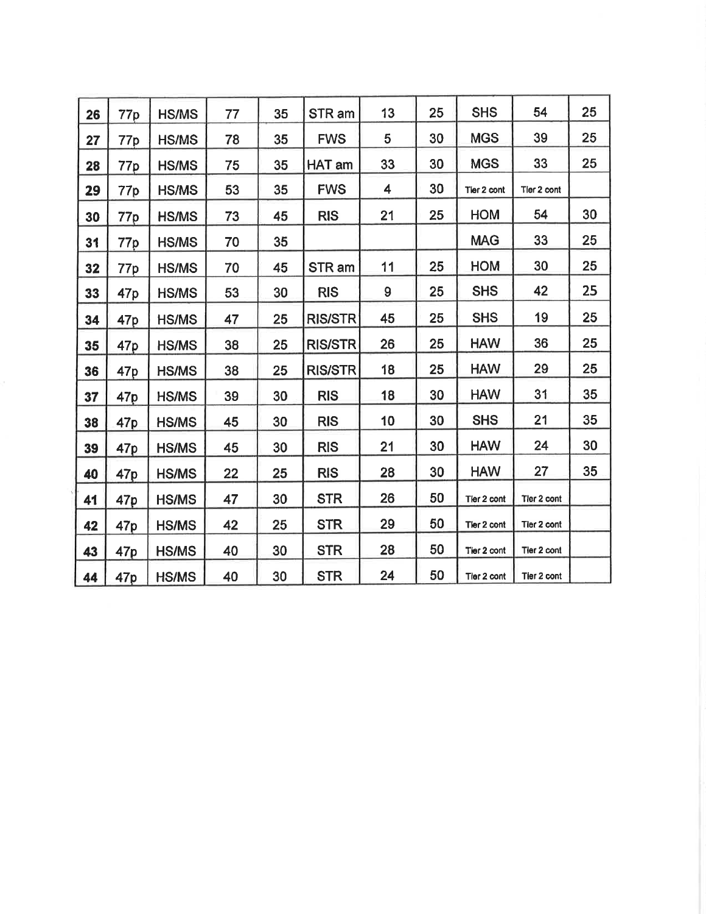| 26 | 77p | HS/MS | 77 | 35 | STR am | 13 | 25 | SHS | 54 | 25 |
|---|---|---|---|---|---|---|---|---|---|---|
| 27 | 77p | HS/MS | 78 | 35 | FWS | 5 | 30 | MGS | 39 | 25 |
| 28 | 77p | HS/MS | 75 | 35 | HAT am | 33 | 30 | MGS | 33 | 25 |
| 29 | 77p | HS/MS | 53 | 35 | FWS | 4 | 30 | Tier 2 cont | Tier 2 cont | |
| 30 | 77p | HS/MS | 73 | 45 | RIS | 21 | 25 | HOM | 54 | 30 |
| 31 | 77p | HS/MS | 70 | 35 | | | | MAG | 33 | 25 |
| 32 | 77p | HS/MS | 70 | 45 | STR am | 11 | 25 | HOM | 30 | 25 |
| 33 | 47p | HS/MS | 53 | 30 | RIS | 9 | 25 | SHS | 42 | 25 |
| 34 | 47p | HS/MS | 47 | 25 | RIS/STR | 45 | 25 | SHS | 19 | 25 |
| 35 | 47p | HS/MS | 38 | 25 | RIS/STR | 26 | 25 | HAW | 36 | 25 |
| 36 | 47p | HS/MS | 38 | 25 | RIS/STR | 18 | 25 | HAW | 29 | 25 |
| 37 | 47p | HS/MS | 39 | 30 | RIS | 18 | 30 | HAW | 31 | 35 |
| 38 | 47p | HS/MS | 45 | 30 | RIS | 10 | 30 | SHS | 21 | 35 |
| 39 | 47p | HS/MS | 45 | 30 | RIS | 21 | 30 | HAW | 24 | 30 |
| 40 | 47p | HS/MS | 22 | 25 | RIS | 28 | 30 | HAW | 27 | 35 |
| 41 | 47p | HS/MS | 47 | 30 | STR | 26 | 50 | Tier 2 cont | Tier 2 cont | |
| 42 | 47p | HS/MS | 42 | 25 | STR | 29 | 50 | Tier 2 cont | Tier 2 cont | |
| 43 | 47p | HS/MS | 40 | 30 | STR | 28 | 50 | Tier 2 cont | Tier 2 cont | |
| 44 | 47p | HS/MS | 40 | 30 | STR | 24 | 50 | Tier 2 cont | Tier 2 cont | |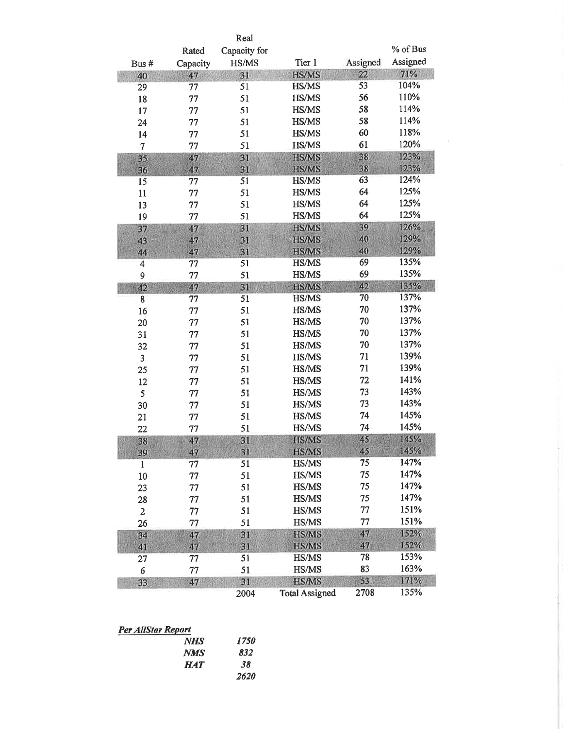| Bus # | Rated Capacity | Real Capacity for HS/MS | Tier 1 | Assigned | % of Bus Assigned |
|---|---|---|---|---|---|
| 40 | 47 | 31 | HS/MS | 22 | 71% |
| 29 | 77 | 51 | HS/MS | 53 | 104% |
| 18 | 77 | 51 | HS/MS | 56 | 110% |
| 17 | 77 | 51 | HS/MS | 58 | 114% |
| 24 | 77 | 51 | HS/MS | 58 | 114% |
| 14 | 77 | 51 | HS/MS | 60 | 118% |
| 7 | 77 | 51 | HS/MS | 61 | 120% |
| 35 | 47 | 31 | HS/MS | 38 | 123% |
| 36 | 47 | 31 | HS/MS | 38 | 123% |
| 15 | 77 | 51 | HS/MS | 63 | 124% |
| 11 | 77 | 51 | HS/MS | 64 | 125% |
| 13 | 77 | 51 | HS/MS | 64 | 125% |
| 19 | 77 | 51 | HS/MS | 64 | 125% |
| 37 | 47 | 31 | HS/MS | 39 | 126% |
| 43 | 47 | 31 | HS/MS | 40 | 129% |
| 44 | 47 | 31 | HS/MS | 40 | 129% |
| 4 | 77 | 51 | HS/MS | 69 | 135% |
| 9 | 77 | 51 | HS/MS | 69 | 135% |
| 42 | 47 | 31 | HS/MS | 42 | 135% |
| 8 | 77 | 51 | HS/MS | 70 | 137% |
| 16 | 77 | 51 | HS/MS | 70 | 137% |
| 20 | 77 | 51 | HS/MS | 70 | 137% |
| 31 | 77 | 51 | HS/MS | 70 | 137% |
| 32 | 77 | 51 | HS/MS | 70 | 137% |
| 3 | 77 | 51 | HS/MS | 71 | 139% |
| 25 | 77 | 51 | HS/MS | 71 | 139% |
| 12 | 77 | 51 | HS/MS | 72 | 141% |
| 5 | 77 | 51 | HS/MS | 73 | 143% |
| 30 | 77 | 51 | HS/MS | 73 | 143% |
| 21 | 77 | 51 | HS/MS | 74 | 145% |
| 22 | 77 | 51 | HS/MS | 74 | 145% |
| 38 | 47 | 31 | HS/MS | 45 | 145% |
| 39 | 47 | 31 | HS/MS | 45 | 145% |
| 1 | 77 | 51 | HS/MS | 75 | 147% |
| 10 | 77 | 51 | HS/MS | 75 | 147% |
| 23 | 77 | 51 | HS/MS | 75 | 147% |
| 28 | 77 | 51 | HS/MS | 75 | 147% |
| 2 | 77 | 51 | HS/MS | 77 | 151% |
| 26 | 77 | 51 | HS/MS | 77 | 151% |
| 34 | 47 | 31 | HS/MS | 47 | 152% |
| 41 | 47 | 31 | HS/MS | 47 | 152% |
| 27 | 77 | 51 | HS/MS | 78 | 153% |
| 6 | 77 | 51 | HS/MS | 83 | 163% |
| 33 | 47 | 31 | HS/MS | 53 | 171% |
| | | 2004 | Total Assigned | 2708 | 135% |

***Per AllStar Report***

| | |
|---|---|
| ***NHS*** | ***1750*** |
| ***NMS*** | ***832*** |
| ***HAT*** | ***38*** |
| | ***2620*** |